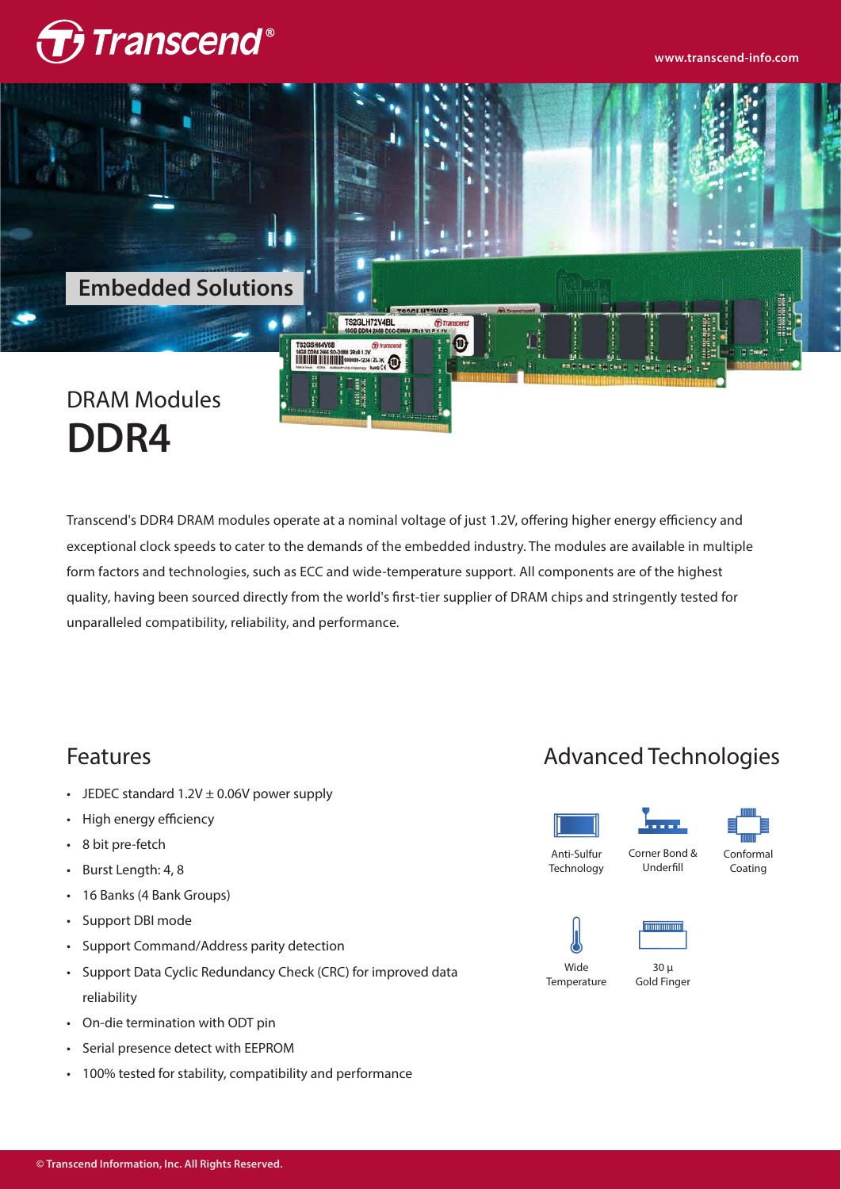Embedded Solutions

# DRAM Modules

# DDR4

Transcend's DDR4 DRAM modules operate at a nominal voltage of just 1.2V, offering higher energy efficiency and exceptional clock speeds to cater to the demands of the embedded industry. The modules are available in multiple form factors and technologies, such as ECC and wide-temperature support. All components are of the highest quality, having been sourced directly from the world's first-tier supplier of DRAM chips and stringently tested for unparalleled compatibility, reliability, and performance.

## Features

- JEDEC standard 1.2V ± 0.06V power supply
- High energy efficiency
- 8 bit pre-fetch
- Burst Length: 4, 8
- 16 Banks (4 Bank Groups)
- Support DBI mode
- Support Command/Address parity detection
- Support Data Cyclic Redundancy Check (CRC) for improved data reliability
- On-die termination with ODT pin
- Serial presence detect with EEPROM
- 100% tested for stability, compatibility and performance

## Advanced Technologies

- Anti-Sulfur Technology
- Corner Bond & Underfill
- Conformal Coating
- Wide Temperature
- 30 µ Gold Finger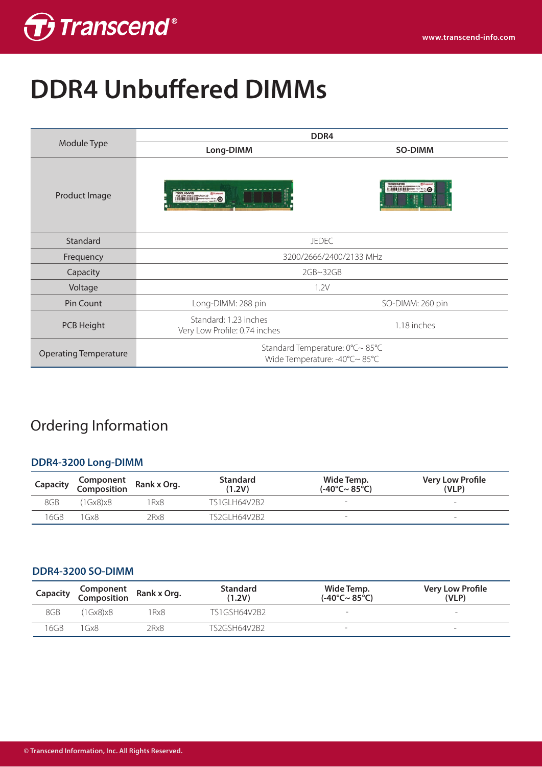# DDR4 Unbuffered DIMMs

| Module Type | DDR4 | |
|---|---|---|
| | Long-DIMM | SO-DIMM |
| Product Image | | |
| Standard | JEDEC | |
| Frequency | 3200/2666/2400/2133 MHz | |
| Capacity | 2GB~32GB | |
| Voltage | 1.2V | |
| Pin Count | Long-DIMM: 288 pin | SO-DIMM: 260 pin |
| PCB Height | Standard: 1.23 inches<br>Very Low Profile: 0.74 inches | 1.18 inches |
| Operating Temperature | Standard Temperature: 0°C~ 85°C<br>Wide Temperature: -40°C~ 85°C | |

## Ordering Information

### DDR4-3200 Long-DIMM

| Capacity | Component Composition | Rank x Org. | Standard (1.2V) | Wide Temp. (-40°C~ 85°C) | Very Low Profile (VLP) |
|---|---|---|---|---|---|
| 8GB | (1Gx8)x8 | 1Rx8 | TS1GLH64V2B2 | - | - |
| 16GB | 1Gx8 | 2Rx8 | TS2GLH64V2B2 | - | - |

### DDR4-3200 SO-DIMM

| Capacity | Component Composition | Rank x Org. | Standard (1.2V) | Wide Temp. (-40°C~ 85°C) | Very Low Profile (VLP) |
|---|---|---|---|---|---|
| 8GB | (1Gx8)x8 | 1Rx8 | TS1GSH64V2B2 | - | - |
| 16GB | 1Gx8 | 2Rx8 | TS2GSH64V2B2 | - | - |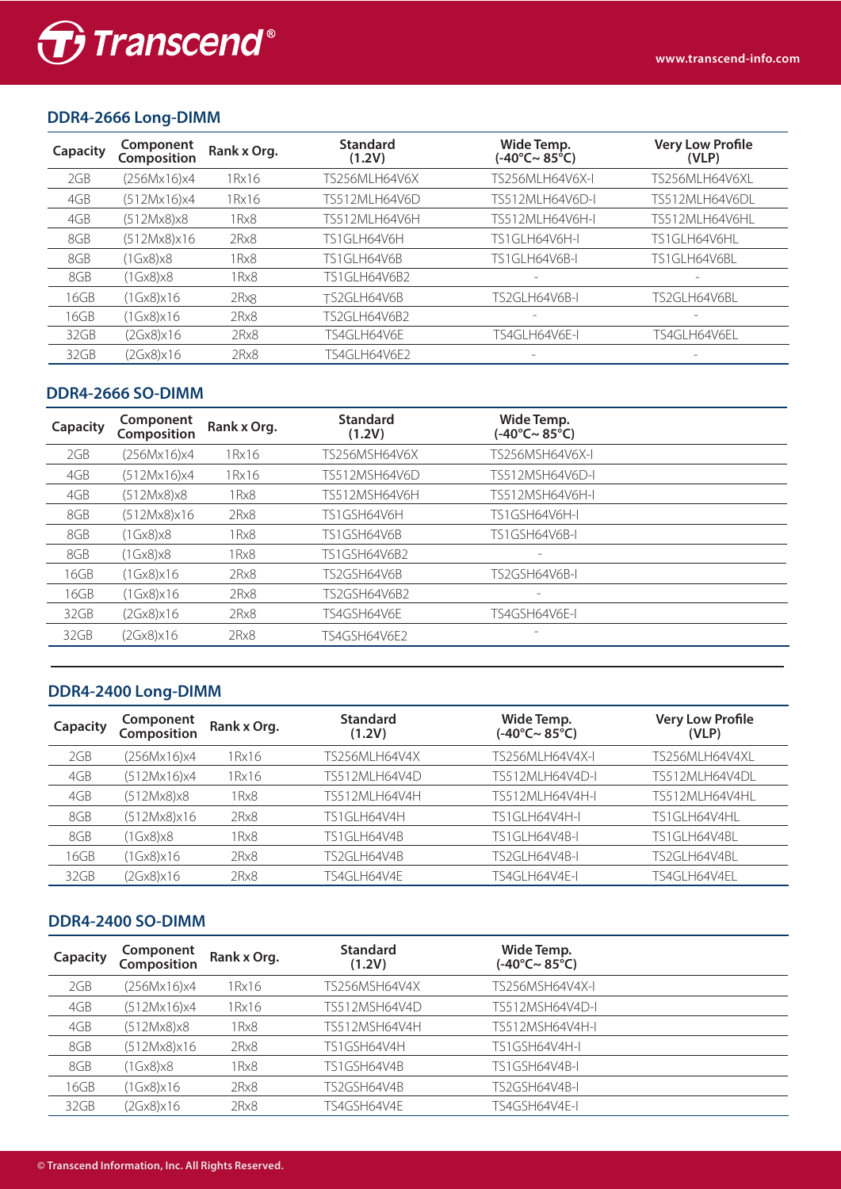## DDR4-2666 Long-DIMM

| Capacity | Component Composition | Rank x Org. | Standard (1.2V) | Wide Temp. (-40°C~ 85°C) | Very Low Profile (VLP) |
|---|---|---|---|---|---|
| 2GB | (256Mx16)x4 | 1Rx16 | TS256MLH64V6X | TS256MLH64V6X-I | TS256MLH64V6XL |
| 4GB | (512Mx16)x4 | 1Rx16 | TS512MLH64V6D | TS512MLH64V6D-I | TS512MLH64V6DL |
| 4GB | (512Mx8)x8 | 1Rx8 | TS512MLH64V6H | TS512MLH64V6H-I | TS512MLH64V6HL |
| 8GB | (512Mx8)x16 | 2Rx8 | TS1GLH64V6H | TS1GLH64V6H-I | TS1GLH64V6HL |
| 8GB | (1Gx8)x8 | 1Rx8 | TS1GLH64V6B | TS1GLH64V6B-I | TS1GLH64V6BL |
| 8GB | (1Gx8)x8 | 1Rx8 | TS1GLH64V6B2 | - | - |
| 16GB | (1Gx8)x16 | 2Rx8 | TS2GLH64V6B | TS2GLH64V6B-I | TS2GLH64V6BL |
| 16GB | (1Gx8)x16 | 2Rx8 | TS2GLH64V6B2 | - | - |
| 32GB | (2Gx8)x16 | 2Rx8 | TS4GLH64V6E | TS4GLH64V6E-I | TS4GLH64V6EL |
| 32GB | (2Gx8)x16 | 2Rx8 | TS4GLH64V6E2 | - | - |

## DDR4-2666 SO-DIMM

| Capacity | Component Composition | Rank x Org. | Standard (1.2V) | Wide Temp. (-40°C~ 85°C) |
|---|---|---|---|---|
| 2GB | (256Mx16)x4 | 1Rx16 | TS256MSH64V6X | TS256MSH64V6X-I |
| 4GB | (512Mx16)x4 | 1Rx16 | TS512MSH64V6D | TS512MSH64V6D-I |
| 4GB | (512Mx8)x8 | 1Rx8 | TS512MSH64V6H | TS512MSH64V6H-I |
| 8GB | (512Mx8)x16 | 2Rx8 | TS1GSH64V6H | TS1GSH64V6H-I |
| 8GB | (1Gx8)x8 | 1Rx8 | TS1GSH64V6B | TS1GSH64V6B-I |
| 8GB | (1Gx8)x8 | 1Rx8 | TS1GSH64V6B2 | - |
| 16GB | (1Gx8)x16 | 2Rx8 | TS2GSH64V6B | TS2GSH64V6B-I |
| 16GB | (1Gx8)x16 | 2Rx8 | TS2GSH64V6B2 | - |
| 32GB | (2Gx8)x16 | 2Rx8 | TS4GSH64V6E | TS4GSH64V6E-I |
| 32GB | (2Gx8)x16 | 2Rx8 | TS4GSH64V6E2 | - |

## DDR4-2400 Long-DIMM

| Capacity | Component Composition | Rank x Org. | Standard (1.2V) | Wide Temp. (-40°C~ 85°C) | Very Low Profile (VLP) |
|---|---|---|---|---|---|
| 2GB | (256Mx16)x4 | 1Rx16 | TS256MLH64V4X | TS256MLH64V4X-I | TS256MLH64V4XL |
| 4GB | (512Mx16)x4 | 1Rx16 | TS512MLH64V4D | TS512MLH64V4D-I | TS512MLH64V4DL |
| 4GB | (512Mx8)x8 | 1Rx8 | TS512MLH64V4H | TS512MLH64V4H-I | TS512MLH64V4HL |
| 8GB | (512Mx8)x16 | 2Rx8 | TS1GLH64V4H | TS1GLH64V4H-I | TS1GLH64V4HL |
| 8GB | (1Gx8)x8 | 1Rx8 | TS1GLH64V4B | TS1GLH64V4B-I | TS1GLH64V4BL |
| 16GB | (1Gx8)x16 | 2Rx8 | TS2GLH64V4B | TS2GLH64V4B-I | TS2GLH64V4BL |
| 32GB | (2Gx8)x16 | 2Rx8 | TS4GLH64V4E | TS4GLH64V4E-I | TS4GLH64V4EL |

## DDR4-2400 SO-DIMM

| Capacity | Component Composition | Rank x Org. | Standard (1.2V) | Wide Temp. (-40°C~ 85°C) |
|---|---|---|---|---|
| 2GB | (256Mx16)x4 | 1Rx16 | TS256MSH64V4X | TS256MSH64V4X-I |
| 4GB | (512Mx16)x4 | 1Rx16 | TS512MSH64V4D | TS512MSH64V4D-I |
| 4GB | (512Mx8)x8 | 1Rx8 | TS512MSH64V4H | TS512MSH64V4H-I |
| 8GB | (512Mx8)x16 | 2Rx8 | TS1GSH64V4H | TS1GSH64V4H-I |
| 8GB | (1Gx8)x8 | 1Rx8 | TS1GSH64V4B | TS1GSH64V4B-I |
| 16GB | (1Gx8)x16 | 2Rx8 | TS2GSH64V4B | TS2GSH64V4B-I |
| 32GB | (2Gx8)x16 | 2Rx8 | TS4GSH64V4E | TS4GSH64V4E-I |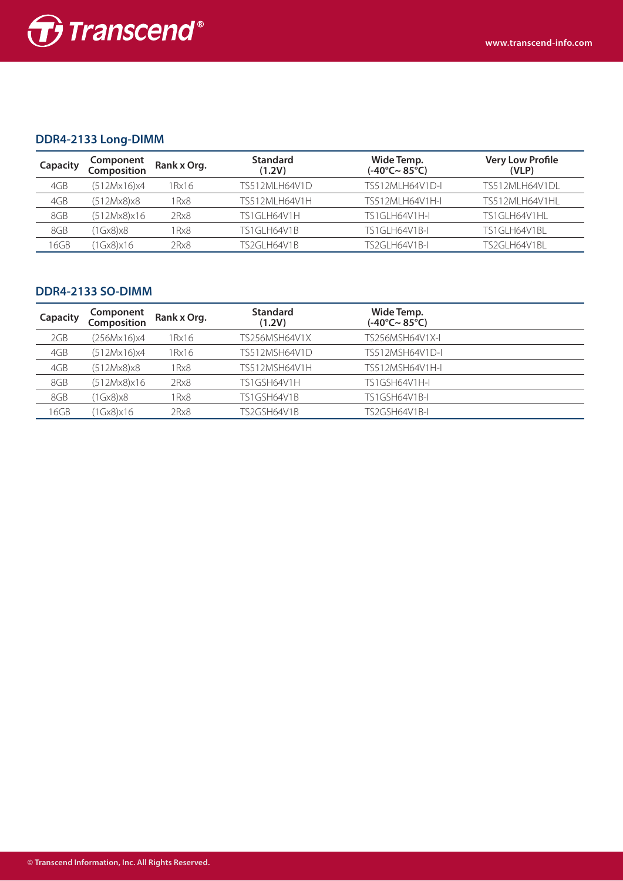## DDR4-2133 Long-DIMM

| Capacity | Component Composition | Rank x Org. | Standard (1.2V) | Wide Temp. (-40°C~ 85°C) | Very Low Profile (VLP) |
|---|---|---|---|---|---|
| 4GB | (512Mx16)x4 | 1Rx16 | TS512MLH64V1D | TS512MLH64V1D-I | TS512MLH64V1DL |
| 4GB | (512Mx8)x8 | 1Rx8 | TS512MLH64V1H | TS512MLH64V1H-I | TS512MLH64V1HL |
| 8GB | (512Mx8)x16 | 2Rx8 | TS1GLH64V1H | TS1GLH64V1H-I | TS1GLH64V1HL |
| 8GB | (1Gx8)x8 | 1Rx8 | TS1GLH64V1B | TS1GLH64V1B-I | TS1GLH64V1BL |
| 16GB | (1Gx8)x16 | 2Rx8 | TS2GLH64V1B | TS2GLH64V1B-I | TS2GLH64V1BL |

## DDR4-2133 SO-DIMM

| Capacity | Component Composition | Rank x Org. | Standard (1.2V) | Wide Temp. (-40°C~ 85°C) |
|---|---|---|---|---|
| 2GB | (256Mx16)x4 | 1Rx16 | TS256MSH64V1X | TS256MSH64V1X-I |
| 4GB | (512Mx16)x4 | 1Rx16 | TS512MSH64V1D | TS512MSH64V1D-I |
| 4GB | (512Mx8)x8 | 1Rx8 | TS512MSH64V1H | TS512MSH64V1H-I |
| 8GB | (512Mx8)x16 | 2Rx8 | TS1GSH64V1H | TS1GSH64V1H-I |
| 8GB | (1Gx8)x8 | 1Rx8 | TS1GSH64V1B | TS1GSH64V1B-I |
| 16GB | (1Gx8)x16 | 2Rx8 | TS2GSH64V1B | TS2GSH64V1B-I |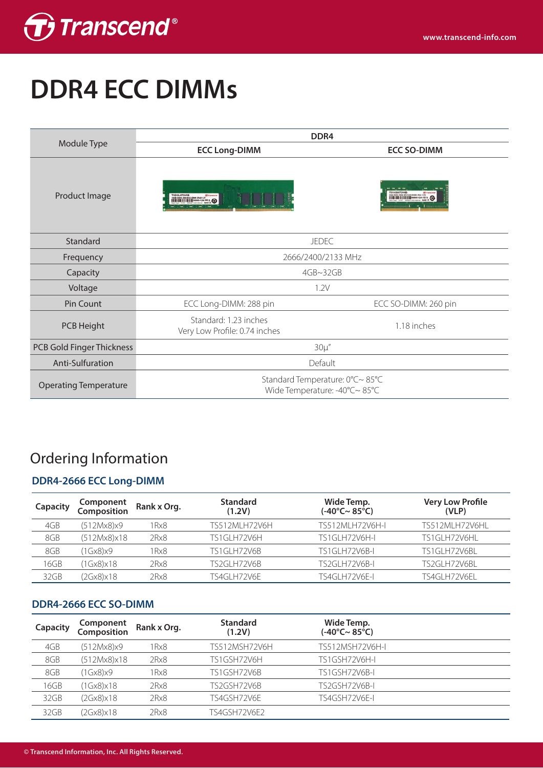# DDR4 ECC DIMMs

| Module Type | DDR4 | |
|---|---|---|
| | ECC Long-DIMM | ECC SO-DIMM |
| Product Image | | |
| Standard | JEDEC | |
| Frequency | 2666/2400/2133 MHz | |
| Capacity | 4GB~32GB | |
| Voltage | 1.2V | |
| Pin Count | ECC Long-DIMM: 288 pin | ECC SO-DIMM: 260 pin |
| PCB Height | Standard: 1.23 inches<br>Very Low Profile: 0.74 inches | 1.18 inches |
| PCB Gold Finger Thickness | 30μ" | |
| Anti-Sulfuration | Default | |
| Operating Temperature | Standard Temperature: 0°C~ 85°C<br>Wide Temperature: -40°C~ 85°C | |

## Ordering Information

### DDR4-2666 ECC Long-DIMM

| Capacity | Component Composition | Rank x Org. | Standard (1.2V) | Wide Temp. (-40°C~ 85°C) | Very Low Profile (VLP) |
|---|---|---|---|---|---|
| 4GB | (512Mx8)x9 | 1Rx8 | TS512MLH72V6H | TS512MLH72V6H-I | TS512MLH72V6HL |
| 8GB | (512Mx8)x18 | 2Rx8 | TS1GLH72V6H | TS1GLH72V6H-I | TS1GLH72V6HL |
| 8GB | (1Gx8)x9 | 1Rx8 | TS1GLH72V6B | TS1GLH72V6B-I | TS1GLH72V6BL |
| 16GB | (1Gx8)x18 | 2Rx8 | TS2GLH72V6B | TS2GLH72V6B-I | TS2GLH72V6BL |
| 32GB | (2Gx8)x18 | 2Rx8 | TS4GLH72V6E | TS4GLH72V6E-I | TS4GLH72V6EL |

### DDR4-2666 ECC SO-DIMM

| Capacity | Component Composition | Rank x Org. | Standard (1.2V) | Wide Temp. (-40°C~ 85°C) |
|---|---|---|---|---|
| 4GB | (512Mx8)x9 | 1Rx8 | TS512MSH72V6H | TS512MSH72V6H-I |
| 8GB | (512Mx8)x18 | 2Rx8 | TS1GSH72V6H | TS1GSH72V6H-I |
| 8GB | (1Gx8)x9 | 1Rx8 | TS1GSH72V6B | TS1GSH72V6B-I |
| 16GB | (1Gx8)x18 | 2Rx8 | TS2GSH72V6B | TS2GSH72V6B-I |
| 32GB | (2Gx8)x18 | 2Rx8 | TS4GSH72V6E | TS4GSH72V6E-I |
| 32GB | (2Gx8)x18 | 2Rx8 | TS4GSH72V6E2 | |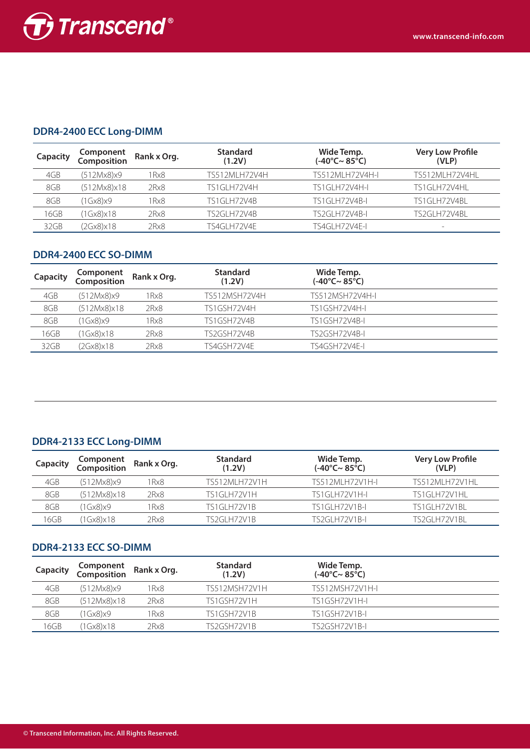## DDR4-2400 ECC Long-DIMM

| Capacity | Component Composition | Rank x Org. | Standard (1.2V) | Wide Temp. (-40°C~ 85°C) | Very Low Profile (VLP) |
|---|---|---|---|---|---|
| 4GB | (512Mx8)x9 | 1Rx8 | TS512MLH72V4H | TS512MLH72V4H-I | TS512MLH72V4HL |
| 8GB | (512Mx8)x18 | 2Rx8 | TS1GLH72V4H | TS1GLH72V4H-I | TS1GLH72V4HL |
| 8GB | (1Gx8)x9 | 1Rx8 | TS1GLH72V4B | TS1GLH72V4B-I | TS1GLH72V4BL |
| 16GB | (1Gx8)x18 | 2Rx8 | TS2GLH72V4B | TS2GLH72V4B-I | TS2GLH72V4BL |
| 32GB | (2Gx8)x18 | 2Rx8 | TS4GLH72V4E | TS4GLH72V4E-I | - |

## DDR4-2400 ECC SO-DIMM

| Capacity | Component Composition | Rank x Org. | Standard (1.2V) | Wide Temp. (-40°C~ 85°C) |
|---|---|---|---|---|
| 4GB | (512Mx8)x9 | 1Rx8 | TS512MSH72V4H | TS512MSH72V4H-I |
| 8GB | (512Mx8)x18 | 2Rx8 | TS1GSH72V4H | TS1GSH72V4H-I |
| 8GB | (1Gx8)x9 | 1Rx8 | TS1GSH72V4B | TS1GSH72V4B-I |
| 16GB | (1Gx8)x18 | 2Rx8 | TS2GSH72V4B | TS2GSH72V4B-I |
| 32GB | (2Gx8)x18 | 2Rx8 | TS4GSH72V4E | TS4GSH72V4E-I |

## DDR4-2133 ECC Long-DIMM

| Capacity | Component Composition | Rank x Org. | Standard (1.2V) | Wide Temp. (-40°C~ 85°C) | Very Low Profile (VLP) |
|---|---|---|---|---|---|
| 4GB | (512Mx8)x9 | 1Rx8 | TS512MLH72V1H | TS512MLH72V1H-I | TS512MLH72V1HL |
| 8GB | (512Mx8)x18 | 2Rx8 | TS1GLH72V1H | TS1GLH72V1H-I | TS1GLH72V1HL |
| 8GB | (1Gx8)x9 | 1Rx8 | TS1GLH72V1B | TS1GLH72V1B-I | TS1GLH72V1BL |
| 16GB | (1Gx8)x18 | 2Rx8 | TS2GLH72V1B | TS2GLH72V1B-I | TS2GLH72V1BL |

## DDR4-2133 ECC SO-DIMM

| Capacity | Component Composition | Rank x Org. | Standard (1.2V) | Wide Temp. (-40°C~ 85°C) |
|---|---|---|---|---|
| 4GB | (512Mx8)x9 | 1Rx8 | TS512MSH72V1H | TS512MSH72V1H-I |
| 8GB | (512Mx8)x18 | 2Rx8 | TS1GSH72V1H | TS1GSH72V1H-I |
| 8GB | (1Gx8)x9 | 1Rx8 | TS1GSH72V1B | TS1GSH72V1B-I |
| 16GB | (1Gx8)x18 | 2Rx8 | TS2GSH72V1B | TS2GSH72V1B-I |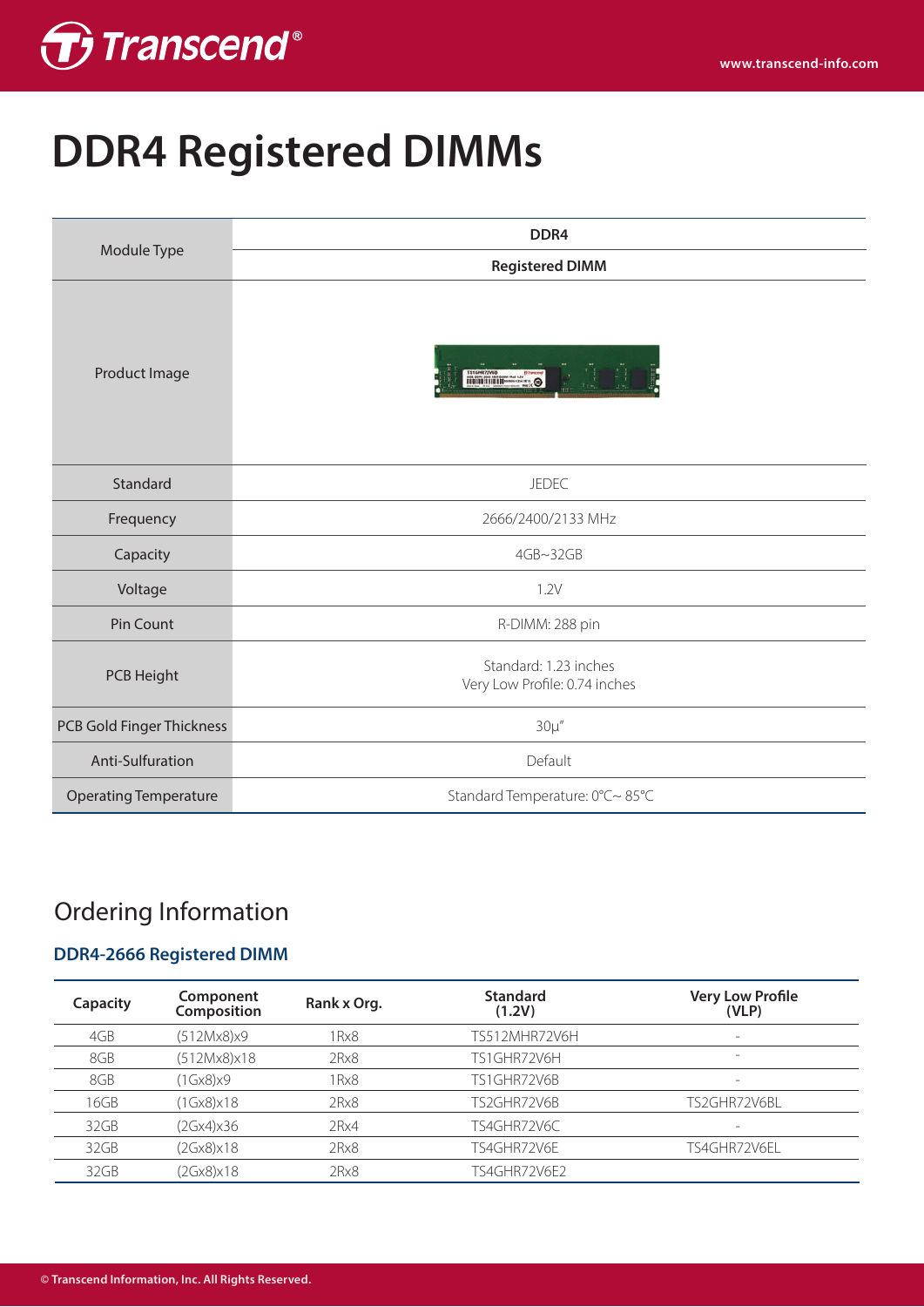# DDR4 Registered DIMMs

| Module Type | DDR4 |
|---|---|
| | Registered DIMM |
| Product Image | |
| Standard | JEDEC |
| Frequency | 2666/2400/2133 MHz |
| Capacity | 4GB~32GB |
| Voltage | 1.2V |
| Pin Count | R-DIMM: 288 pin |
| PCB Height | Standard: 1.23 inches<br>Very Low Profile: 0.74 inches |
| PCB Gold Finger Thickness | 30μ" |
| Anti-Sulfuration | Default |
| Operating Temperature | Standard Temperature: 0°C~ 85°C |

## Ordering Information

### DDR4-2666 Registered DIMM

| Capacity | Component Composition | Rank x Org. | Standard (1.2V) | Very Low Profile (VLP) |
|---|---|---|---|---|
| 4GB | (512Mx8)x9 | 1Rx8 | TS512MHR72V6H | - |
| 8GB | (512Mx8)x18 | 2Rx8 | TS1GHR72V6H | - |
| 8GB | (1Gx8)x9 | 1Rx8 | TS1GHR72V6B | - |
| 16GB | (1Gx8)x18 | 2Rx8 | TS2GHR72V6B | TS2GHR72V6BL |
| 32GB | (2Gx4)x36 | 2Rx4 | TS4GHR72V6C | - |
| 32GB | (2Gx8)x18 | 2Rx8 | TS4GHR72V6E | TS4GHR72V6EL |
| 32GB | (2Gx8)x18 | 2Rx8 | TS4GHR72V6E2 | |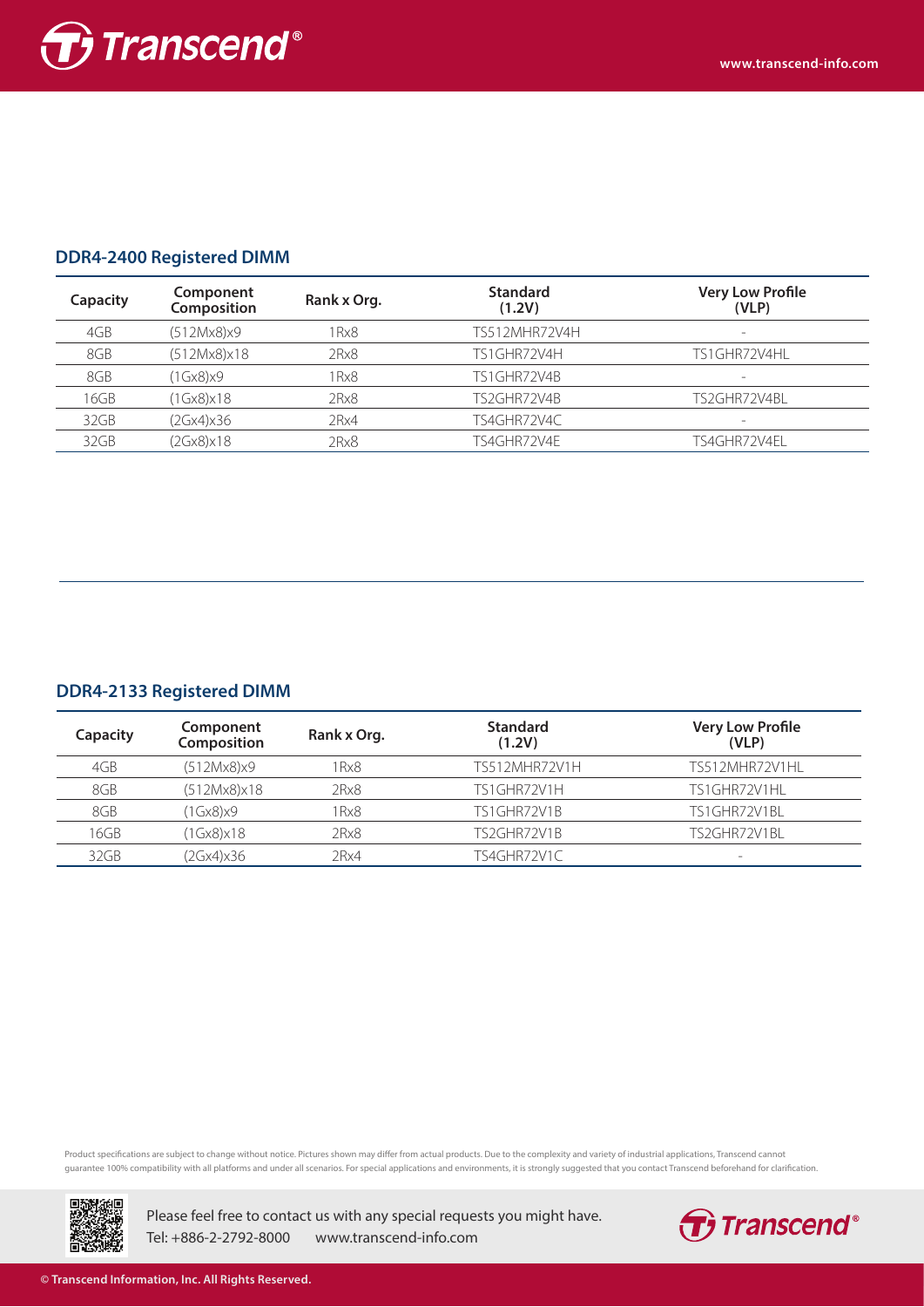## DDR4-2400 Registered DIMM

| Capacity | Component Composition | Rank x Org. | Standard (1.2V) | Very Low Profile (VLP) |
|---|---|---|---|---|
| 4GB | (512Mx8)x9 | 1Rx8 | TS512MHR72V4H | - |
| 8GB | (512Mx8)x18 | 2Rx8 | TS1GHR72V4H | TS1GHR72V4HL |
| 8GB | (1Gx8)x9 | 1Rx8 | TS1GHR72V4B | - |
| 16GB | (1Gx8)x18 | 2Rx8 | TS2GHR72V4B | TS2GHR72V4BL |
| 32GB | (2Gx4)x36 | 2Rx4 | TS4GHR72V4C | - |
| 32GB | (2Gx8)x18 | 2Rx8 | TS4GHR72V4E | TS4GHR72V4EL |

## DDR4-2133 Registered DIMM

| Capacity | Component Composition | Rank x Org. | Standard (1.2V) | Very Low Profile (VLP) |
|---|---|---|---|---|
| 4GB | (512Mx8)x9 | 1Rx8 | TS512MHR72V1H | TS512MHR72V1HL |
| 8GB | (512Mx8)x18 | 2Rx8 | TS1GHR72V1H | TS1GHR72V1HL |
| 8GB | (1Gx8)x9 | 1Rx8 | TS1GHR72V1B | TS1GHR72V1BL |
| 16GB | (1Gx8)x18 | 2Rx8 | TS2GHR72V1B | TS2GHR72V1BL |
| 32GB | (2Gx4)x36 | 2Rx4 | TS4GHR72V1C | - |

Product specifications are subject to change without notice. Pictures shown may differ from actual products. Due to the complexity and variety of industrial applications, Transcend cannot guarantee 100% compatibility with all platforms and under all scenarios. For special applications and environments, it is strongly suggested that you contact Transcend beforehand for clarification.

Please feel free to contact us with any special requests you might have.
Tel: +886-2-2792-8000 www.transcend-info.com

© Transcend Information, Inc. All Rights Reserved.